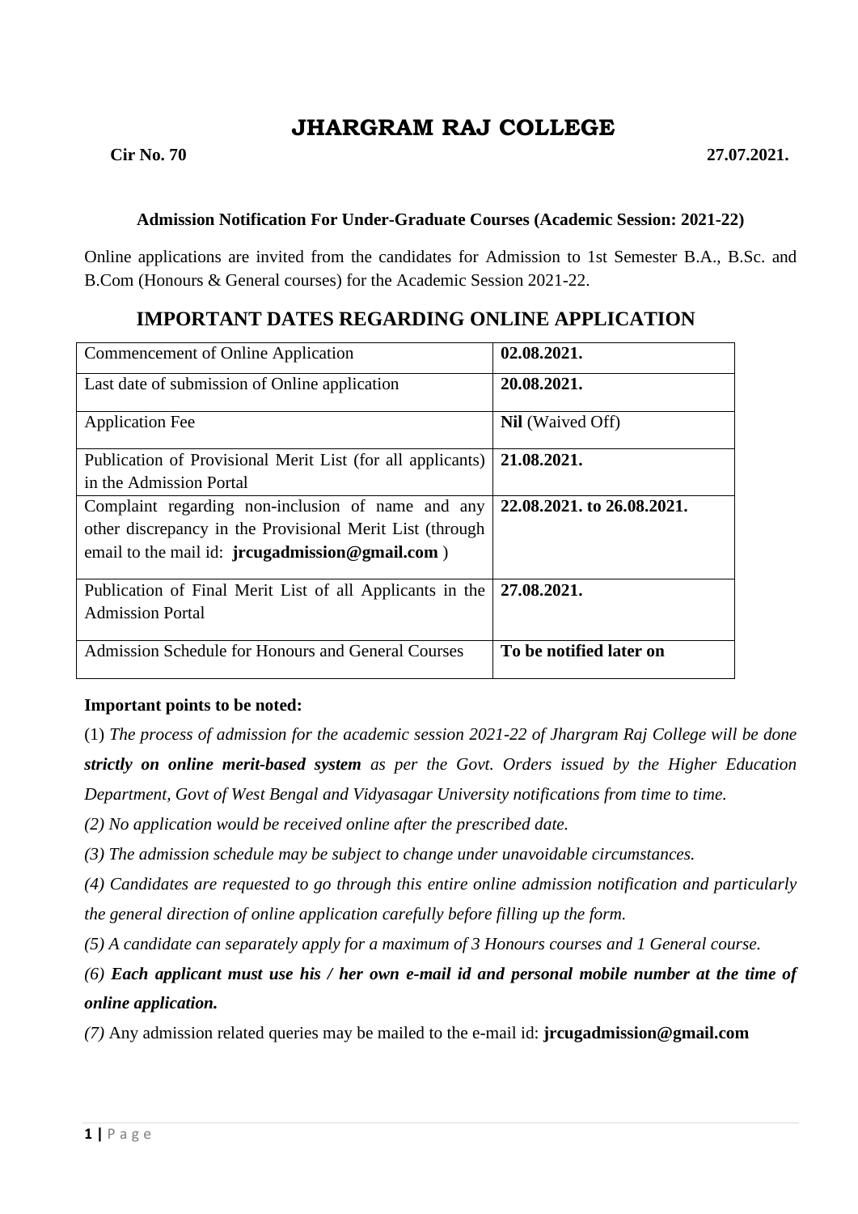# JHARGRAM RAJ COLLEGE

**Cir No. 70** **27.07.2021.**

**Admission Notification For Under-Graduate Courses (Academic Session: 2021-22)**

Online applications are invited from the candidates for Admission to 1st Semester B.A., B.Sc. and B.Com (Honours & General courses) for the Academic Session 2021-22.

## IMPORTANT DATES REGARDING ONLINE APPLICATION

| | |
|---|---|
| Commencement of Online Application | **02.08.2021.** |
| Last date of submission of Online application | **20.08.2021.** |
| Application Fee | **Nil** (Waived Off) |
| Publication of Provisional Merit List (for all applicants) in the Admission Portal | **21.08.2021.** |
| Complaint regarding non-inclusion of name and any other discrepancy in the Provisional Merit List (through email to the mail id: **jrcugadmission@gmail.com** ) | **22.08.2021. to 26.08.2021.** |
| Publication of Final Merit List of all Applicants in the Admission Portal | **27.08.2021.** |
| Admission Schedule for Honours and General Courses | **To be notified later on** |

**Important points to be noted:**

(1) *The process of admission for the academic session 2021-22 of Jhargram Raj College will be done **strictly on online merit-based system** as per the Govt. Orders issued by the Higher Education Department, Govt of West Bengal and Vidyasagar University notifications from time to time.*

*(2) No application would be received online after the prescribed date.*

*(3) The admission schedule may be subject to change under unavoidable circumstances.*

*(4) Candidates are requested to go through this entire online admission notification and particularly the general direction of online application carefully before filling up the form.*

*(5) A candidate can separately apply for a maximum of 3 Honours courses and 1 General course.*

*(6) **Each applicant must use his / her own e-mail id and personal mobile number at the time of online application.***

*(7)* Any admission related queries may be mailed to the e-mail id: **jrcugadmission@gmail.com**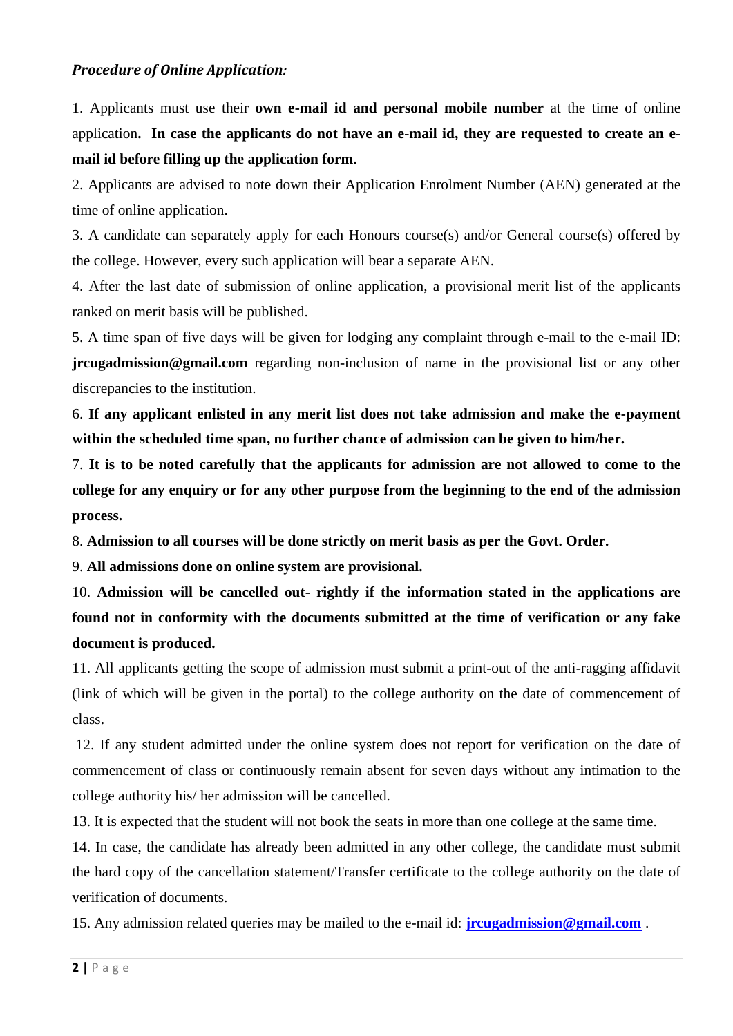***Procedure of Online Application:***

1. Applicants must use their **own e-mail id and personal mobile number** at the time of online application**. In case the applicants do not have an e-mail id, they are requested to create an e-mail id before filling up the application form.**

2. Applicants are advised to note down their Application Enrolment Number (AEN) generated at the time of online application.

3. A candidate can separately apply for each Honours course(s) and/or General course(s) offered by the college. However, every such application will bear a separate AEN.

4. After the last date of submission of online application, a provisional merit list of the applicants ranked on merit basis will be published.

5. A time span of five days will be given for lodging any complaint through e-mail to the e-mail ID: **jrcugadmission@gmail.com** regarding non-inclusion of name in the provisional list or any other discrepancies to the institution.

6. **If any applicant enlisted in any merit list does not take admission and make the e-payment within the scheduled time span, no further chance of admission can be given to him/her.**

7. **It is to be noted carefully that the applicants for admission are not allowed to come to the college for any enquiry or for any other purpose from the beginning to the end of the admission process.**

8. **Admission to all courses will be done strictly on merit basis as per the Govt. Order.**

9. **All admissions done on online system are provisional.**

10. **Admission will be cancelled out- rightly if the information stated in the applications are found not in conformity with the documents submitted at the time of verification or any fake document is produced.**

11. All applicants getting the scope of admission must submit a print-out of the anti-ragging affidavit (link of which will be given in the portal) to the college authority on the date of commencement of class.

12. If any student admitted under the online system does not report for verification on the date of commencement of class or continuously remain absent for seven days without any intimation to the college authority his/ her admission will be cancelled.

13. It is expected that the student will not book the seats in more than one college at the same time.

14. In case, the candidate has already been admitted in any other college, the candidate must submit the hard copy of the cancellation statement/Transfer certificate to the college authority on the date of verification of documents.

15. Any admission related queries may be mailed to the e-mail id: **jrcugadmission@gmail.com** .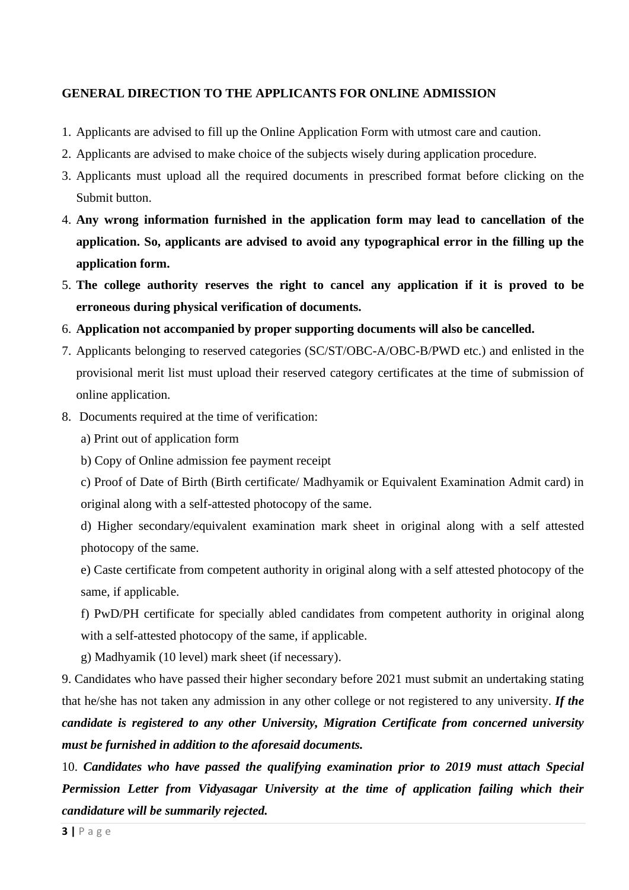## GENERAL DIRECTION TO THE APPLICANTS FOR ONLINE ADMISSION

1. Applicants are advised to fill up the Online Application Form with utmost care and caution.
2. Applicants are advised to make choice of the subjects wisely during application procedure.
3. Applicants must upload all the required documents in prescribed format before clicking on the Submit button.
4. **Any wrong information furnished in the application form may lead to cancellation of the application. So, applicants are advised to avoid any typographical error in the filling up the application form.**
5. **The college authority reserves the right to cancel any application if it is proved to be erroneous during physical verification of documents.**
6. **Application not accompanied by proper supporting documents will also be cancelled.**
7. Applicants belonging to reserved categories (SC/ST/OBC-A/OBC-B/PWD etc.) and enlisted in the provisional merit list must upload their reserved category certificates at the time of submission of online application.
8. Documents required at the time of verification:

   a) Print out of application form

   b) Copy of Online admission fee payment receipt

   c) Proof of Date of Birth (Birth certificate/ Madhyamik or Equivalent Examination Admit card) in original along with a self-attested photocopy of the same.

   d) Higher secondary/equivalent examination mark sheet in original along with a self attested photocopy of the same.

   e) Caste certificate from competent authority in original along with a self attested photocopy of the same, if applicable.

   f) PwD/PH certificate for specially abled candidates from competent authority in original along with a self-attested photocopy of the same, if applicable.

   g) Madhyamik (10 level) mark sheet (if necessary).

9. Candidates who have passed their higher secondary before 2021 must submit an undertaking stating that he/she has not taken any admission in any other college or not registered to any university. ***If the candidate is registered to any other University, Migration Certificate from concerned university must be furnished in addition to the aforesaid documents.***

10. ***Candidates who have passed the qualifying examination prior to 2019 must attach Special Permission Letter from Vidyasagar University at the time of application failing which their candidature will be summarily rejected.***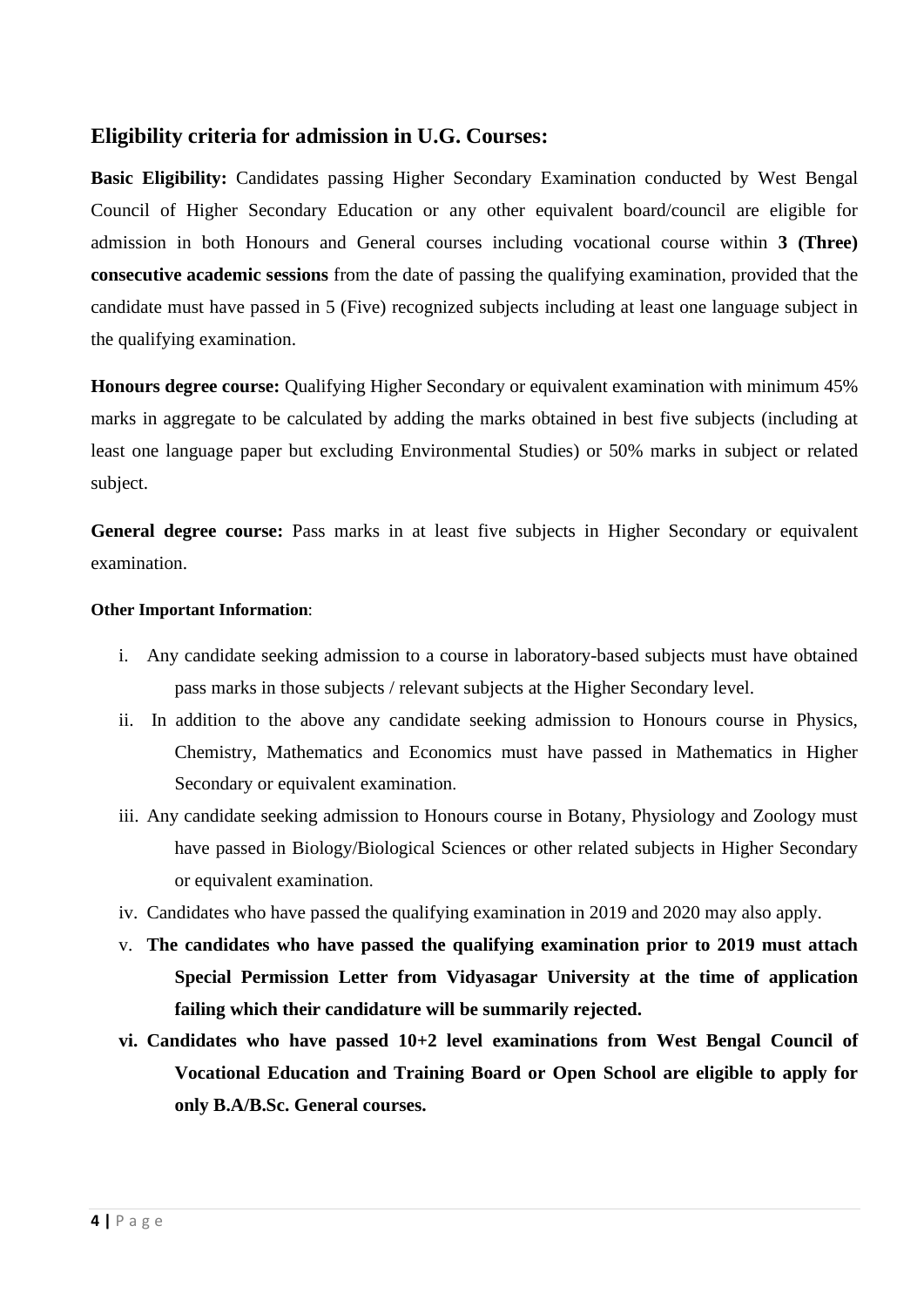## Eligibility criteria for admission in U.G. Courses:

**Basic Eligibility:** Candidates passing Higher Secondary Examination conducted by West Bengal Council of Higher Secondary Education or any other equivalent board/council are eligible for admission in both Honours and General courses including vocational course within **3 (Three) consecutive academic sessions** from the date of passing the qualifying examination, provided that the candidate must have passed in 5 (Five) recognized subjects including at least one language subject in the qualifying examination.

**Honours degree course:** Qualifying Higher Secondary or equivalent examination with minimum 45% marks in aggregate to be calculated by adding the marks obtained in best five subjects (including at least one language paper but excluding Environmental Studies) or 50% marks in subject or related subject.

**General degree course:** Pass marks in at least five subjects in Higher Secondary or equivalent examination.

**Other Important Information**:

i. Any candidate seeking admission to a course in laboratory-based subjects must have obtained pass marks in those subjects / relevant subjects at the Higher Secondary level.

ii. In addition to the above any candidate seeking admission to Honours course in Physics, Chemistry, Mathematics and Economics must have passed in Mathematics in Higher Secondary or equivalent examination.

iii. Any candidate seeking admission to Honours course in Botany, Physiology and Zoology must have passed in Biology/Biological Sciences or other related subjects in Higher Secondary or equivalent examination.

iv. Candidates who have passed the qualifying examination in 2019 and 2020 may also apply.

v. **The candidates who have passed the qualifying examination prior to 2019 must attach Special Permission Letter from Vidyasagar University at the time of application failing which their candidature will be summarily rejected.**

**vi. Candidates who have passed 10+2 level examinations from West Bengal Council of Vocational Education and Training Board or Open School are eligible to apply for only B.A/B.Sc. General courses.**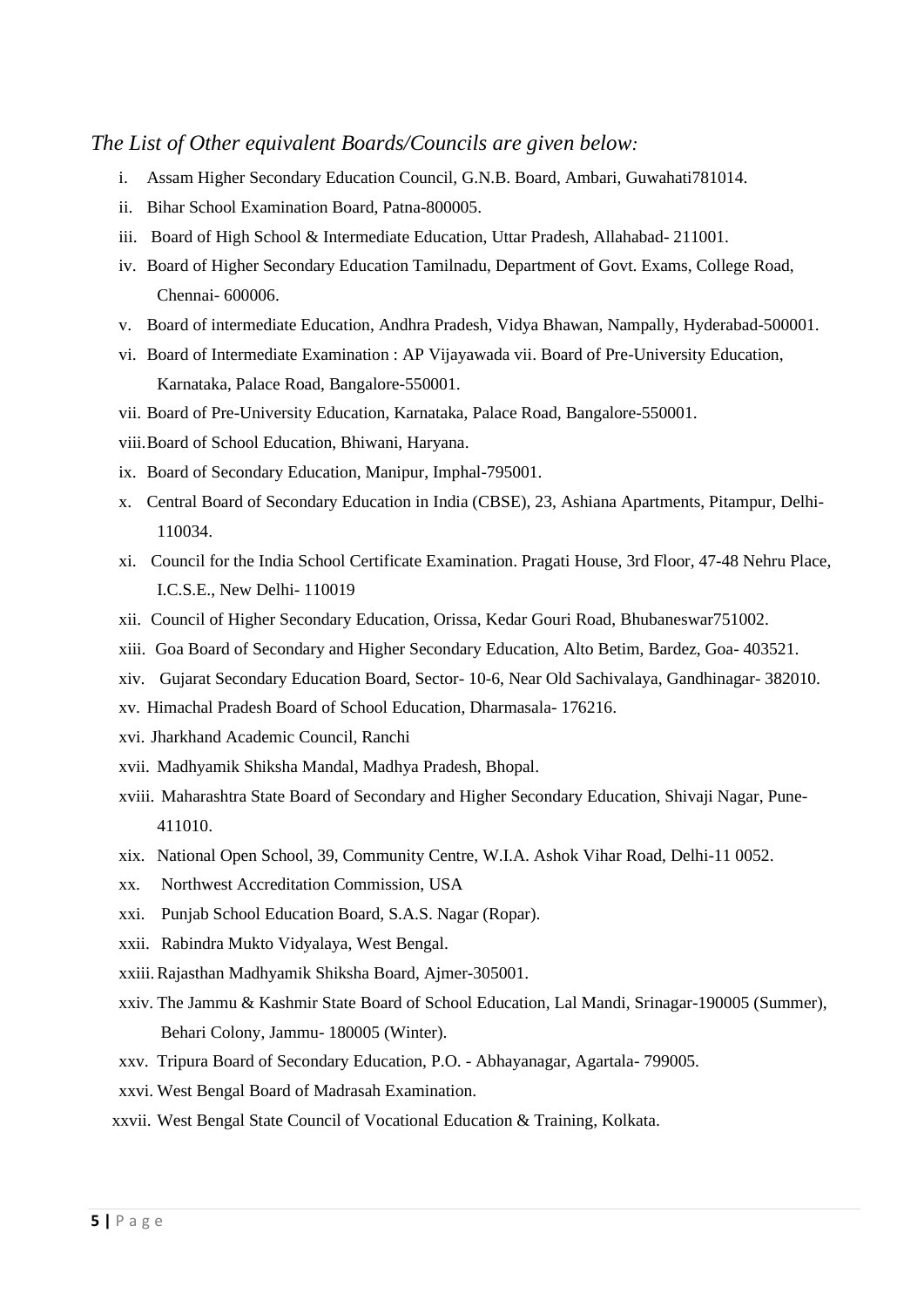*The List of Other equivalent Boards/Councils are given below:*

i. Assam Higher Secondary Education Council, G.N.B. Board, Ambari, Guwahati781014.

ii. Bihar School Examination Board, Patna-800005.

iii. Board of High School & Intermediate Education, Uttar Pradesh, Allahabad- 211001.

iv. Board of Higher Secondary Education Tamilnadu, Department of Govt. Exams, College Road, Chennai- 600006.

v. Board of intermediate Education, Andhra Pradesh, Vidya Bhawan, Nampally, Hyderabad-500001.

vi. Board of Intermediate Examination : AP Vijayawada vii. Board of Pre-University Education, Karnataka, Palace Road, Bangalore-550001.

vii. Board of Pre-University Education, Karnataka, Palace Road, Bangalore-550001.

viii. Board of School Education, Bhiwani, Haryana.

ix. Board of Secondary Education, Manipur, Imphal-795001.

x. Central Board of Secondary Education in India (CBSE), 23, Ashiana Apartments, Pitampur, Delhi-110034.

xi. Council for the India School Certificate Examination. Pragati House, 3rd Floor, 47-48 Nehru Place, I.C.S.E., New Delhi- 110019

xii. Council of Higher Secondary Education, Orissa, Kedar Gouri Road, Bhubaneswar751002.

xiii. Goa Board of Secondary and Higher Secondary Education, Alto Betim, Bardez, Goa- 403521.

xiv. Gujarat Secondary Education Board, Sector- 10-6, Near Old Sachivalaya, Gandhinagar- 382010.

xv. Himachal Pradesh Board of School Education, Dharmasala- 176216.

xvi. Jharkhand Academic Council, Ranchi

xvii. Madhyamik Shiksha Mandal, Madhya Pradesh, Bhopal.

xviii. Maharashtra State Board of Secondary and Higher Secondary Education, Shivaji Nagar, Pune-411010.

xix. National Open School, 39, Community Centre, W.I.A. Ashok Vihar Road, Delhi-11 0052.

xx. Northwest Accreditation Commission, USA

xxi. Punjab School Education Board, S.A.S. Nagar (Ropar).

xxii. Rabindra Mukto Vidyalaya, West Bengal.

xxiii. Rajasthan Madhyamik Shiksha Board, Ajmer-305001.

xxiv. The Jammu & Kashmir State Board of School Education, Lal Mandi, Srinagar-190005 (Summer), Behari Colony, Jammu- 180005 (Winter).

xxv. Tripura Board of Secondary Education, P.O. - Abhayanagar, Agartala- 799005.

xxvi. West Bengal Board of Madrasah Examination.

xxvii. West Bengal State Council of Vocational Education & Training, Kolkata.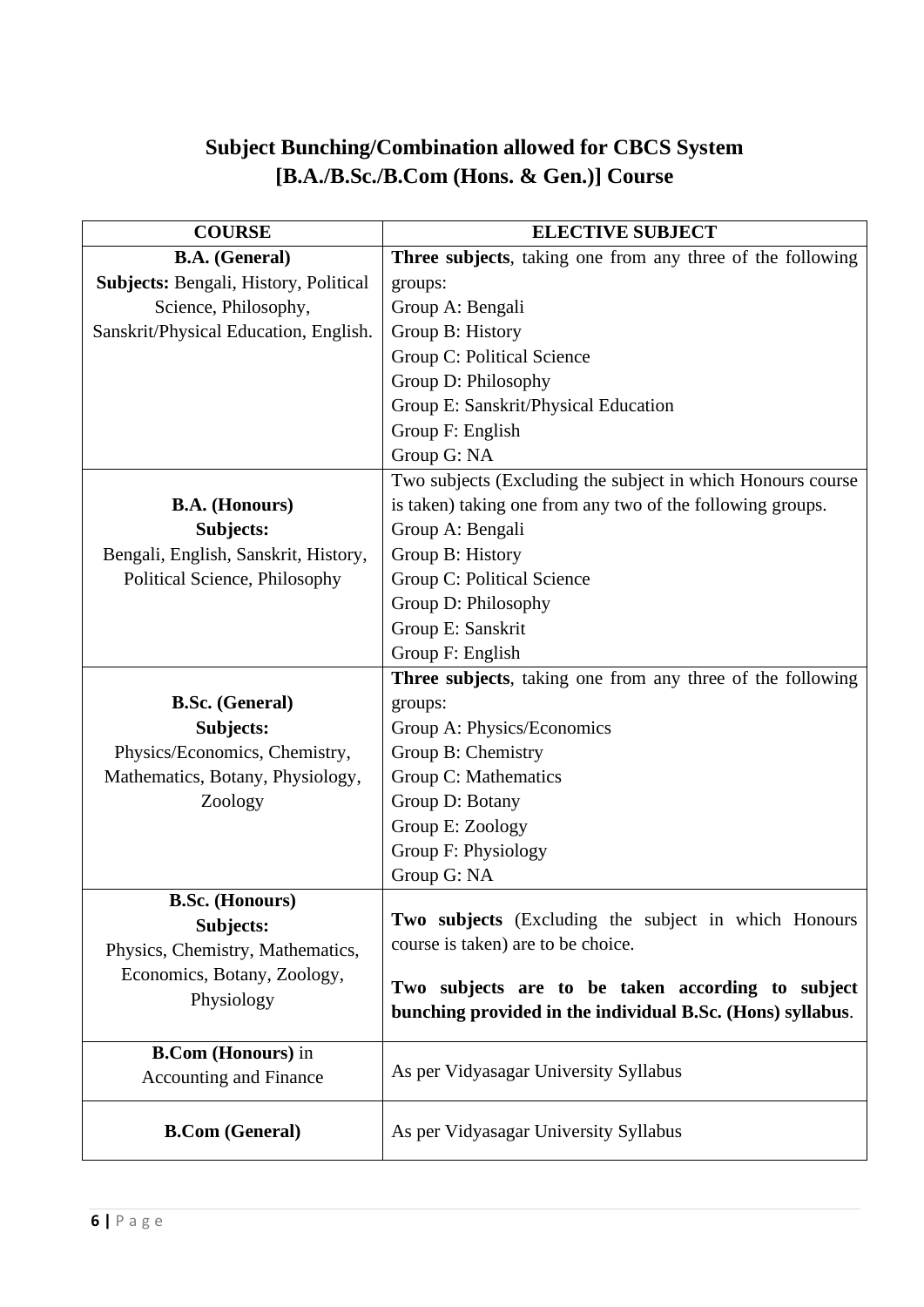## Subject Bunching/Combination allowed for CBCS System [B.A./B.Sc./B.Com (Hons. & Gen.)] Course

| COURSE | ELECTIVE SUBJECT |
|---|---|
| **B.A. (General)**<br>**Subjects:** Bengali, History, Political Science, Philosophy, Sanskrit/Physical Education, English. | **Three subjects**, taking one from any three of the following groups:<br>Group A: Bengali<br>Group B: History<br>Group C: Political Science<br>Group D: Philosophy<br>Group E: Sanskrit/Physical Education<br>Group F: English<br>Group G: NA |
| **B.A. (Honours)**<br>**Subjects:**<br>Bengali, English, Sanskrit, History, Political Science, Philosophy | Two subjects (Excluding the subject in which Honours course is taken) taking one from any two of the following groups.<br>Group A: Bengali<br>Group B: History<br>Group C: Political Science<br>Group D: Philosophy<br>Group E: Sanskrit<br>Group F: English |
| **B.Sc. (General)**<br>**Subjects:**<br>Physics/Economics, Chemistry, Mathematics, Botany, Physiology, Zoology | **Three subjects**, taking one from any three of the following groups:<br>Group A: Physics/Economics<br>Group B: Chemistry<br>Group C: Mathematics<br>Group D: Botany<br>Group E: Zoology<br>Group F: Physiology<br>Group G: NA |
| **B.Sc. (Honours)**<br>**Subjects:**<br>Physics, Chemistry, Mathematics, Economics, Botany, Zoology, Physiology | **Two subjects** (Excluding the subject in which Honours course is taken) are to be choice.<br>**Two subjects are to be taken according to subject bunching provided in the individual B.Sc. (Hons) syllabus**. |
| **B.Com (Honours)** in Accounting and Finance | As per Vidyasagar University Syllabus |
| **B.Com (General)** | As per Vidyasagar University Syllabus |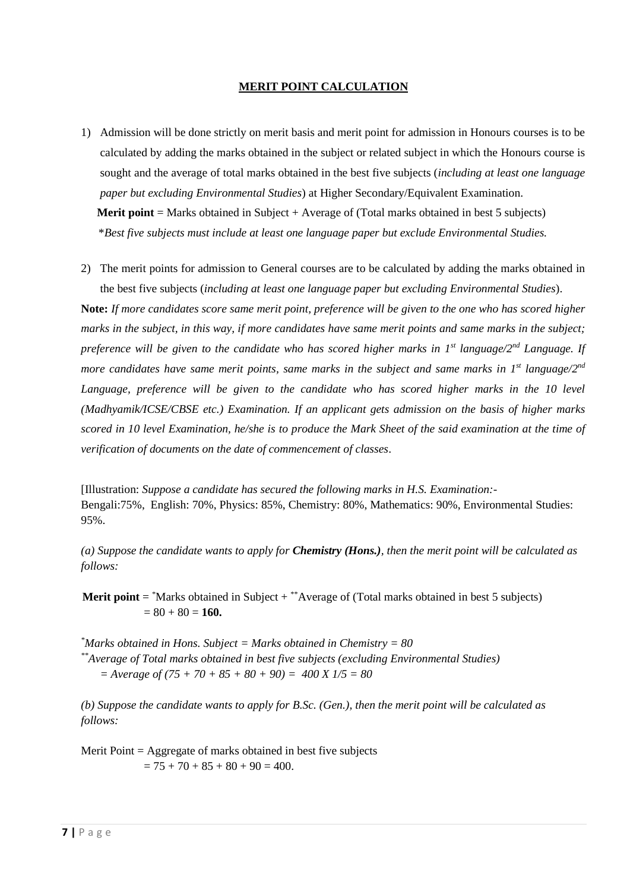## MERIT POINT CALCULATION

1) Admission will be done strictly on merit basis and merit point for admission in Honours courses is to be calculated by adding the marks obtained in the subject or related subject in which the Honours course is sought and the average of total marks obtained in the best five subjects (*including at least one language paper but excluding Environmental Studies*) at Higher Secondary/Equivalent Examination.

   **Merit point** = Marks obtained in Subject + Average of (Total marks obtained in best 5 subjects)

   \**Best five subjects must include at least one language paper but exclude Environmental Studies.*

2) The merit points for admission to General courses are to be calculated by adding the marks obtained in the best five subjects (*including at least one language paper but excluding Environmental Studies*).

**Note:** *If more candidates score same merit point, preference will be given to the one who has scored higher marks in the subject, in this way, if more candidates have same merit points and same marks in the subject; preference will be given to the candidate who has scored higher marks in 1st language/2nd Language. If more candidates have same merit points, same marks in the subject and same marks in 1st language/2nd Language, preference will be given to the candidate who has scored higher marks in the 10 level (Madhyamik/ICSE/CBSE etc.) Examination. If an applicant gets admission on the basis of higher marks scored in 10 level Examination, he/she is to produce the Mark Sheet of the said examination at the time of verification of documents on the date of commencement of classes*.

[Illustration: *Suppose a candidate has secured the following marks in H.S. Examination:-*
Bengali:75%, English: 70%, Physics: 85%, Chemistry: 80%, Mathematics: 90%, Environmental Studies: 95%.

*(a) Suppose the candidate wants to apply for* ***Chemistry (Hons.)****, then the merit point will be calculated as follows:*

**Merit point** = \*Marks obtained in Subject + \*\*Average of (Total marks obtained in best 5 subjects)
= 80 + 80 = **160.**

\**Marks obtained in Hons. Subject = Marks obtained in Chemistry = 80*
\*\**Average of Total marks obtained in best five subjects (excluding Environmental Studies)*
*= Average of (75 + 70 + 85 + 80 + 90) = 400 X 1/5 = 80*

*(b) Suppose the candidate wants to apply for B.Sc. (Gen.), then the merit point will be calculated as follows:*

Merit Point = Aggregate of marks obtained in best five subjects
= 75 + 70 + 85 + 80 + 90 = 400.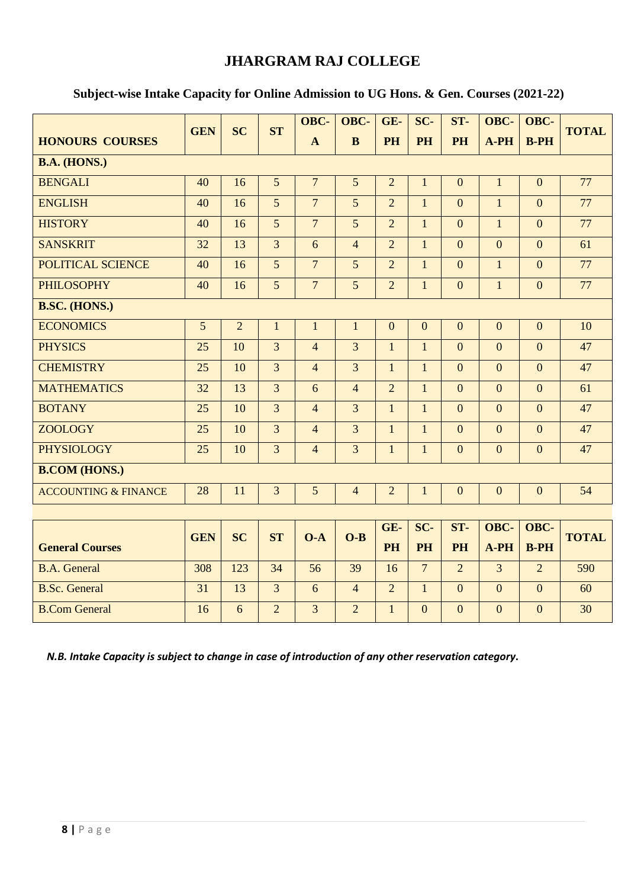# JHARGRAM RAJ COLLEGE

## Subject-wise Intake Capacity for Online Admission to UG Hons. & Gen. Courses (2021-22)

| HONOURS COURSES | GEN | SC | ST | OBC-A | OBC-B | GE-PH | SC-PH | ST-PH | OBC-A-PH | OBC-B-PH | TOTAL |
|---|---|---|---|---|---|---|---|---|---|---|---|
| **B.A. (HONS.)** | | | | | | | | | | | |
| BENGALI | 40 | 16 | 5 | 7 | 5 | 2 | 1 | 0 | 1 | 0 | 77 |
| ENGLISH | 40 | 16 | 5 | 7 | 5 | 2 | 1 | 0 | 1 | 0 | 77 |
| HISTORY | 40 | 16 | 5 | 7 | 5 | 2 | 1 | 0 | 1 | 0 | 77 |
| SANSKRIT | 32 | 13 | 3 | 6 | 4 | 2 | 1 | 0 | 0 | 0 | 61 |
| POLITICAL SCIENCE | 40 | 16 | 5 | 7 | 5 | 2 | 1 | 0 | 1 | 0 | 77 |
| PHILOSOPHY | 40 | 16 | 5 | 7 | 5 | 2 | 1 | 0 | 1 | 0 | 77 |
| **B.SC. (HONS.)** | | | | | | | | | | | |
| ECONOMICS | 5 | 2 | 1 | 1 | 1 | 0 | 0 | 0 | 0 | 0 | 10 |
| PHYSICS | 25 | 10 | 3 | 4 | 3 | 1 | 1 | 0 | 0 | 0 | 47 |
| CHEMISTRY | 25 | 10 | 3 | 4 | 3 | 1 | 1 | 0 | 0 | 0 | 47 |
| MATHEMATICS | 32 | 13 | 3 | 6 | 4 | 2 | 1 | 0 | 0 | 0 | 61 |
| BOTANY | 25 | 10 | 3 | 4 | 3 | 1 | 1 | 0 | 0 | 0 | 47 |
| ZOOLOGY | 25 | 10 | 3 | 4 | 3 | 1 | 1 | 0 | 0 | 0 | 47 |
| PHYSIOLOGY | 25 | 10 | 3 | 4 | 3 | 1 | 1 | 0 | 0 | 0 | 47 |
| **B.COM (HONS.)** | | | | | | | | | | | |
| ACCOUNTING & FINANCE | 28 | 11 | 3 | 5 | 4 | 2 | 1 | 0 | 0 | 0 | 54 |

| General Courses | GEN | SC | ST | O-A | O-B | GE-PH | SC-PH | ST-PH | OBC-A-PH | OBC-B-PH | TOTAL |
|---|---|---|---|---|---|---|---|---|---|---|---|
| B.A. General | 308 | 123 | 34 | 56 | 39 | 16 | 7 | 2 | 3 | 2 | 590 |
| B.Sc. General | 31 | 13 | 3 | 6 | 4 | 2 | 1 | 0 | 0 | 0 | 60 |
| B.Com General | 16 | 6 | 2 | 3 | 2 | 1 | 0 | 0 | 0 | 0 | 30 |

***N.B. Intake Capacity is subject to change in case of introduction of any other reservation category.***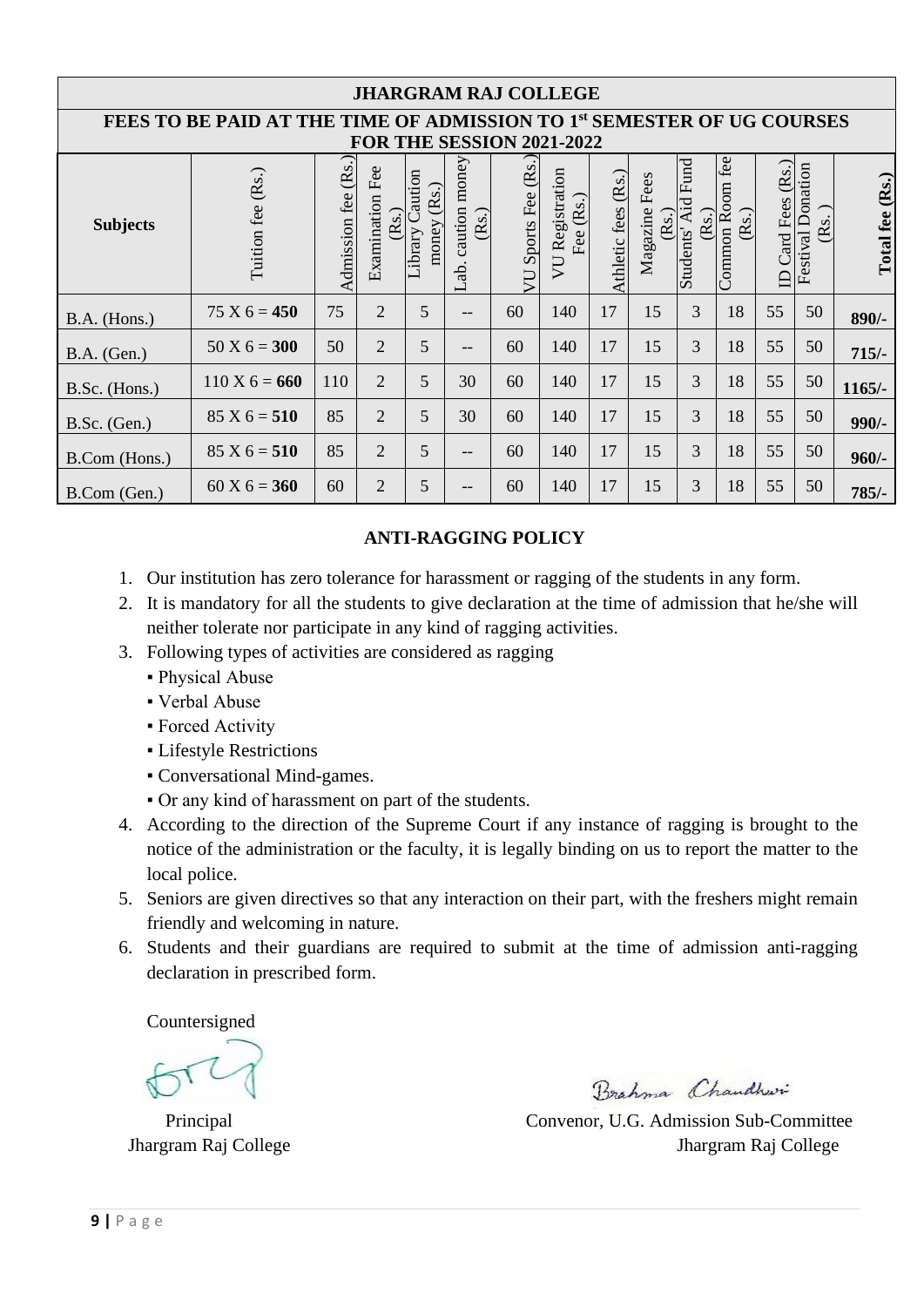## JHARGRAM RAJ COLLEGE

### FEES TO BE PAID AT THE TIME OF ADMISSION TO 1st SEMESTER OF UG COURSES FOR THE SESSION 2021-2022

| Subjects | Tuition fee (Rs.) | Admission fee (Rs.) | Examination Fee (Rs.) | Library Caution money (Rs.) | Lab. caution money (Rs.) | VU Sports Fee (Rs.) | VU Registration Fee (Rs.) | Athletic fees (Rs.) | Magazine Fees (Rs.) | Students' Aid Fund (Rs.) | Common Room fee (Rs.) | ID Card Fees (Rs.) | Festival Donation (Rs.) | **Total fee (Rs.)** |
|---|---|---|---|---|---|---|---|---|---|---|---|---|---|---|
| B.A. (Hons.) | 75 X 6 = **450** | 75 | 2 | 5 | -- | 60 | 140 | 17 | 15 | 3 | 18 | 55 | 50 | **890/-** |
| B.A. (Gen.) | 50 X 6 = **300** | 50 | 2 | 5 | -- | 60 | 140 | 17 | 15 | 3 | 18 | 55 | 50 | **715/-** |
| B.Sc. (Hons.) | 110 X 6 = **660** | 110 | 2 | 5 | 30 | 60 | 140 | 17 | 15 | 3 | 18 | 55 | 50 | **1165/-** |
| B.Sc. (Gen.) | 85 X 6 = **510** | 85 | 2 | 5 | 30 | 60 | 140 | 17 | 15 | 3 | 18 | 55 | 50 | **990/-** |
| B.Com (Hons.) | 85 X 6 = **510** | 85 | 2 | 5 | -- | 60 | 140 | 17 | 15 | 3 | 18 | 55 | 50 | **960/-** |
| B.Com (Gen.) | 60 X 6 = **360** | 60 | 2 | 5 | -- | 60 | 140 | 17 | 15 | 3 | 18 | 55 | 50 | **785/-** |

### ANTI-RAGGING POLICY

1. Our institution has zero tolerance for harassment or ragging of the students in any form.
2. It is mandatory for all the students to give declaration at the time of admission that he/she will neither tolerate nor participate in any kind of ragging activities.
3. Following types of activities are considered as ragging
   - Physical Abuse
   - Verbal Abuse
   - Forced Activity
   - Lifestyle Restrictions
   - Conversational Mind-games.
   - Or any kind of harassment on part of the students.
4. According to the direction of the Supreme Court if any instance of ragging is brought to the notice of the administration or the faculty, it is legally binding on us to report the matter to the local police.
5. Seniors are given directives so that any interaction on their part, with the freshers might remain friendly and welcoming in nature.
6. Students and their guardians are required to submit at the time of admission anti-ragging declaration in prescribed form.

Countersigned

Principal
Jhargram Raj College

Brahma Chaudhuri
Convenor, U.G. Admission Sub-Committee
Jhargram Raj College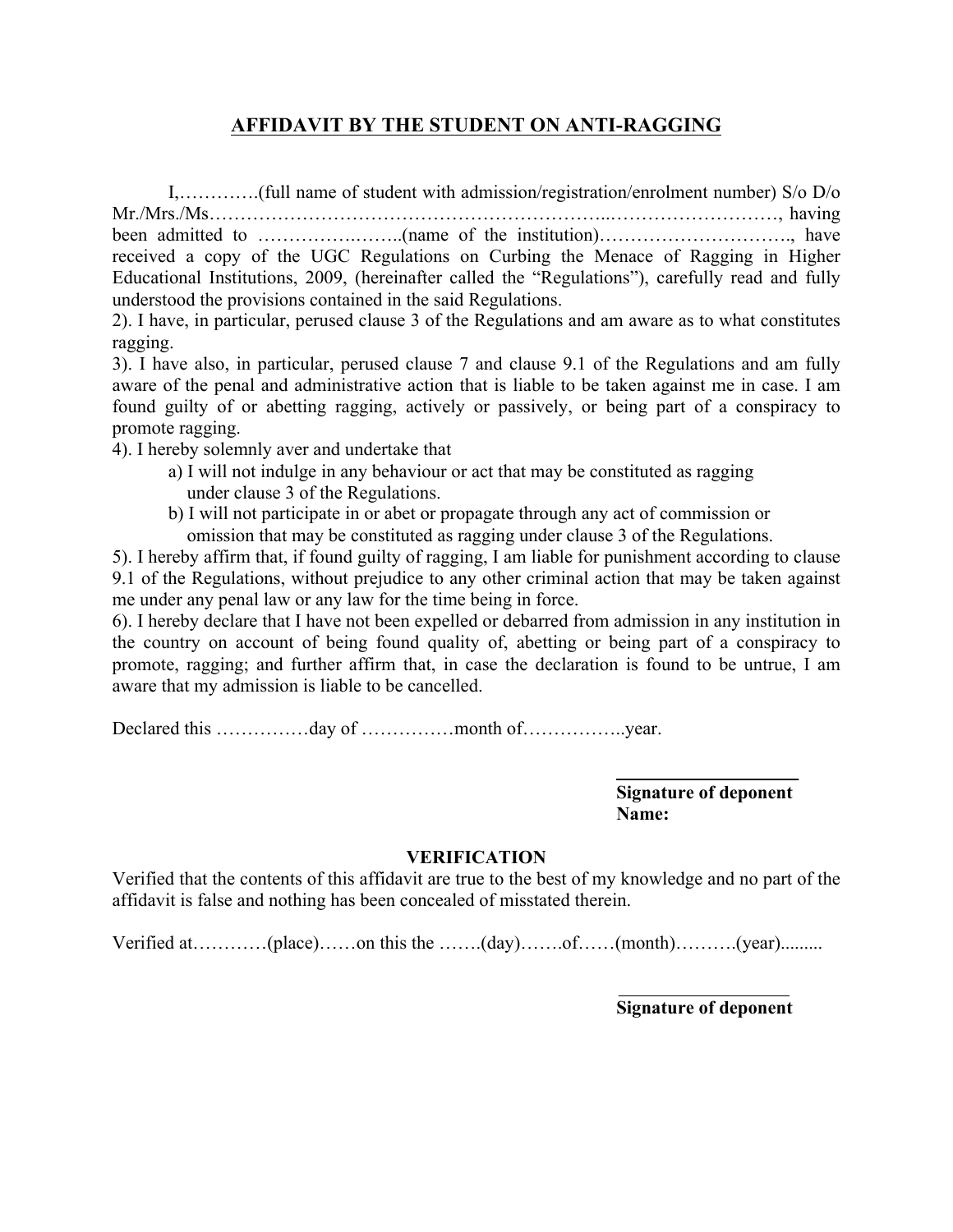## AFFIDAVIT BY THE STUDENT ON ANTI-RAGGING

I,………….(full name of student with admission/registration/enrolment number) S/o D/o Mr./Mrs./Ms……………………………………………………..………………………, having been admitted to ……………….……..(name of the institution)…………………………., have received a copy of the UGC Regulations on Curbing the Menace of Ragging in Higher Educational Institutions, 2009, (hereinafter called the "Regulations"), carefully read and fully understood the provisions contained in the said Regulations.

2). I have, in particular, perused clause 3 of the Regulations and am aware as to what constitutes ragging.

3). I have also, in particular, perused clause 7 and clause 9.1 of the Regulations and am fully aware of the penal and administrative action that is liable to be taken against me in case. I am found guilty of or abetting ragging, actively or passively, or being part of a conspiracy to promote ragging.

4). I hereby solemnly aver and undertake that

a) I will not indulge in any behaviour or act that may be constituted as ragging under clause 3 of the Regulations.

b) I will not participate in or abet or propagate through any act of commission or omission that may be constituted as ragging under clause 3 of the Regulations.

5). I hereby affirm that, if found guilty of ragging, I am liable for punishment according to clause 9.1 of the Regulations, without prejudice to any other criminal action that may be taken against me under any penal law or any law for the time being in force.

6). I hereby declare that I have not been expelled or debarred from admission in any institution in the country on account of being found quality of, abetting or being part of a conspiracy to promote, ragging; and further affirm that, in case the declaration is found to be untrue, I am aware that my admission is liable to be cancelled.

Declared this ……………day of ……………month of……………..year.

**Signature of deponent**
**Name:**

### VERIFICATION

Verified that the contents of this affidavit are true to the best of my knowledge and no part of the affidavit is false and nothing has been concealed of misstated therein.

Verified at…………(place)……on this the …….(day)…….of……(month)……….(year).........

**Signature of deponent**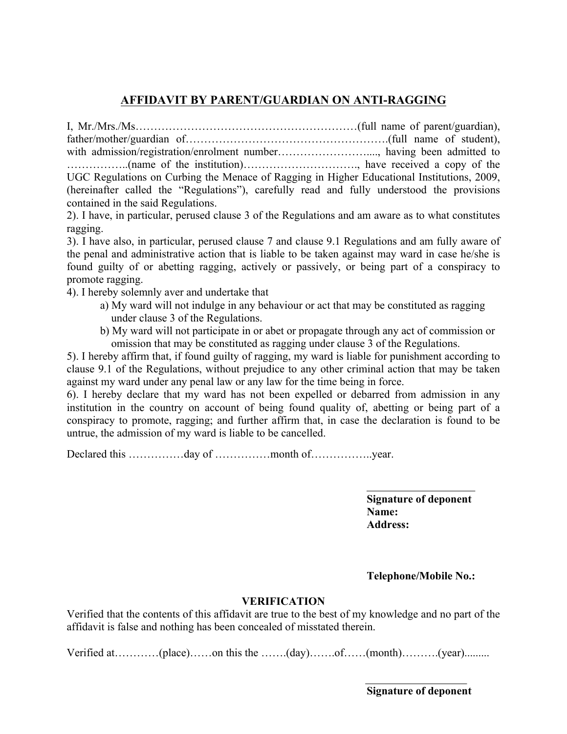## AFFIDAVIT BY PARENT/GUARDIAN ON ANTI-RAGGING

I, Mr./Mrs./Ms……………………………………………………(full name of parent/guardian), father/mother/guardian of……………………………………………….(full name of student), with admission/registration/enrolment number…………………...., having been admitted to ……………..(name of the institution)…………………………., have received a copy of the UGC Regulations on Curbing the Menace of Ragging in Higher Educational Institutions, 2009, (hereinafter called the "Regulations"), carefully read and fully understood the provisions contained in the said Regulations.

2). I have, in particular, perused clause 3 of the Regulations and am aware as to what constitutes ragging.

3). I have also, in particular, perused clause 7 and clause 9.1 Regulations and am fully aware of the penal and administrative action that is liable to be taken against may ward in case he/she is found guilty of or abetting ragging, actively or passively, or being part of a conspiracy to promote ragging.

4). I hereby solemnly aver and undertake that

a) My ward will not indulge in any behaviour or act that may be constituted as ragging under clause 3 of the Regulations.

b) My ward will not participate in or abet or propagate through any act of commission or omission that may be constituted as ragging under clause 3 of the Regulations.

5). I hereby affirm that, if found guilty of ragging, my ward is liable for punishment according to clause 9.1 of the Regulations, without prejudice to any other criminal action that may be taken against my ward under any penal law or any law for the time being in force.

6). I hereby declare that my ward has not been expelled or debarred from admission in any institution in the country on account of being found quality of, abetting or being part of a conspiracy to promote, ragging; and further affirm that, in case the declaration is found to be untrue, the admission of my ward is liable to be cancelled.

Declared this ……………day of ……………month of……………..year.

____________________

**Signature of deponent**
**Name:**
**Address:**

**Telephone/Mobile No.:**

### VERIFICATION

Verified that the contents of this affidavit are true to the best of my knowledge and no part of the affidavit is false and nothing has been concealed of misstated therein.

Verified at…………(place)……on this the …….(day)…….of……(month)……….(year).........

____________________

**Signature of deponent**